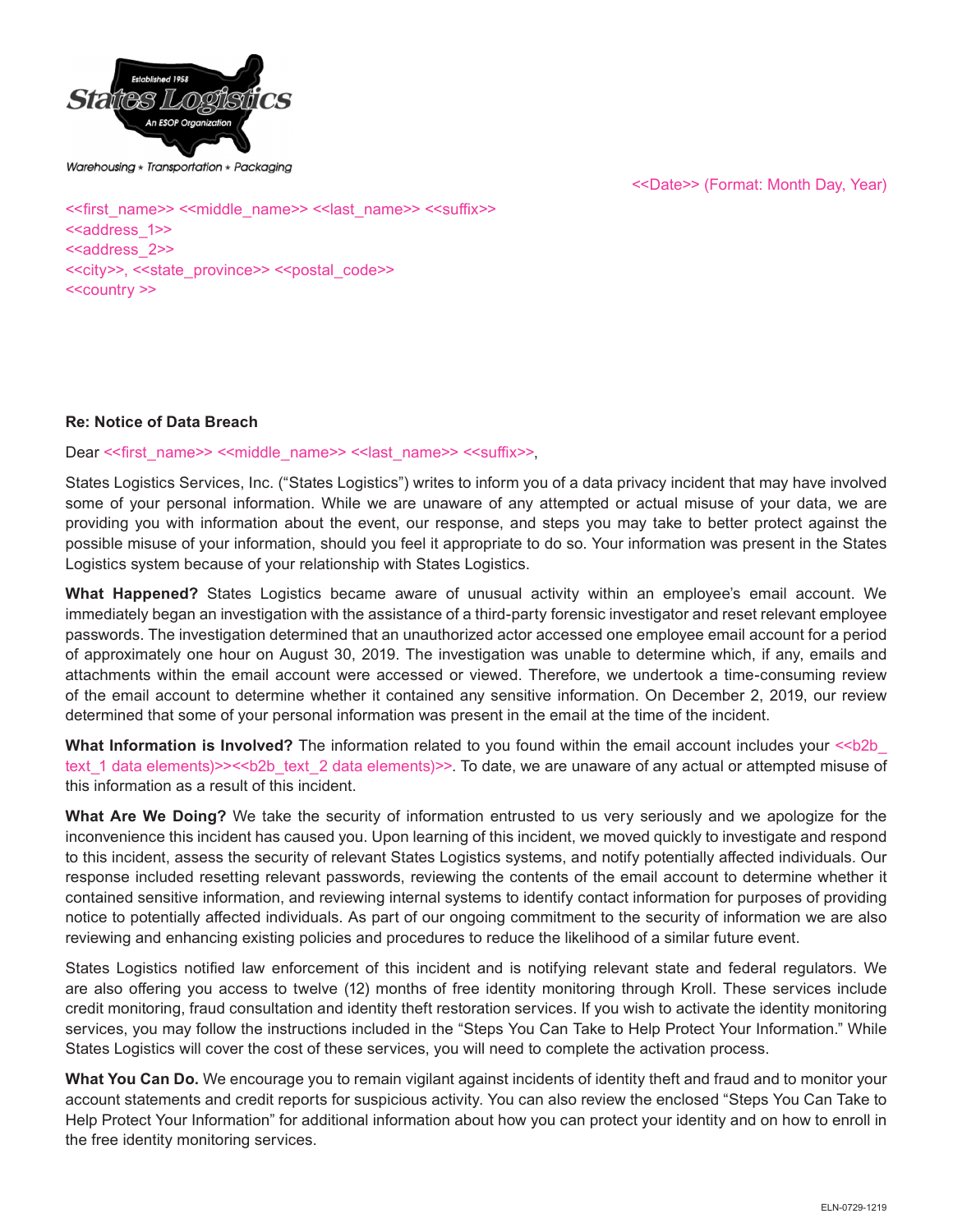States Logistics
Established 1958
An ESOP Organization
Warehousing ★ Transportation ★ Packaging

<<Date>> (Format: Month Day, Year)

<<first_name>> <<middle_name>> <<last_name>> <<suffix>>
<<address_1>>
<<address_2>>
<<city>>, <<state_province>> <<postal_code>>
<<country >>

**Re: Notice of Data Breach**

Dear <<first_name>> <<middle_name>> <<last_name>> <<suffix>>,

States Logistics Services, Inc. ("States Logistics") writes to inform you of a data privacy incident that may have involved some of your personal information. While we are unaware of any attempted or actual misuse of your data, we are providing you with information about the event, our response, and steps you may take to better protect against the possible misuse of your information, should you feel it appropriate to do so. Your information was present in the States Logistics system because of your relationship with States Logistics.

**What Happened?** States Logistics became aware of unusual activity within an employee's email account. We immediately began an investigation with the assistance of a third-party forensic investigator and reset relevant employee passwords. The investigation determined that an unauthorized actor accessed one employee email account for a period of approximately one hour on August 30, 2019. The investigation was unable to determine which, if any, emails and attachments within the email account were accessed or viewed. Therefore, we undertook a time-consuming review of the email account to determine whether it contained any sensitive information. On December 2, 2019, our review determined that some of your personal information was present in the email at the time of the incident.

**What Information is Involved?** The information related to you found within the email account includes your <<b2b_text_1 data elements)>><<b2b_text_2 data elements)>>. To date, we are unaware of any actual or attempted misuse of this information as a result of this incident.

**What Are We Doing?** We take the security of information entrusted to us very seriously and we apologize for the inconvenience this incident has caused you. Upon learning of this incident, we moved quickly to investigate and respond to this incident, assess the security of relevant States Logistics systems, and notify potentially affected individuals. Our response included resetting relevant passwords, reviewing the contents of the email account to determine whether it contained sensitive information, and reviewing internal systems to identify contact information for purposes of providing notice to potentially affected individuals. As part of our ongoing commitment to the security of information we are also reviewing and enhancing existing policies and procedures to reduce the likelihood of a similar future event.

States Logistics notified law enforcement of this incident and is notifying relevant state and federal regulators. We are also offering you access to twelve (12) months of free identity monitoring through Kroll. These services include credit monitoring, fraud consultation and identity theft restoration services. If you wish to activate the identity monitoring services, you may follow the instructions included in the "Steps You Can Take to Help Protect Your Information." While States Logistics will cover the cost of these services, you will need to complete the activation process.

**What You Can Do.** We encourage you to remain vigilant against incidents of identity theft and fraud and to monitor your account statements and credit reports for suspicious activity. You can also review the enclosed "Steps You Can Take to Help Protect Your Information" for additional information about how you can protect your identity and on how to enroll in the free identity monitoring services.

ELN-0729-1219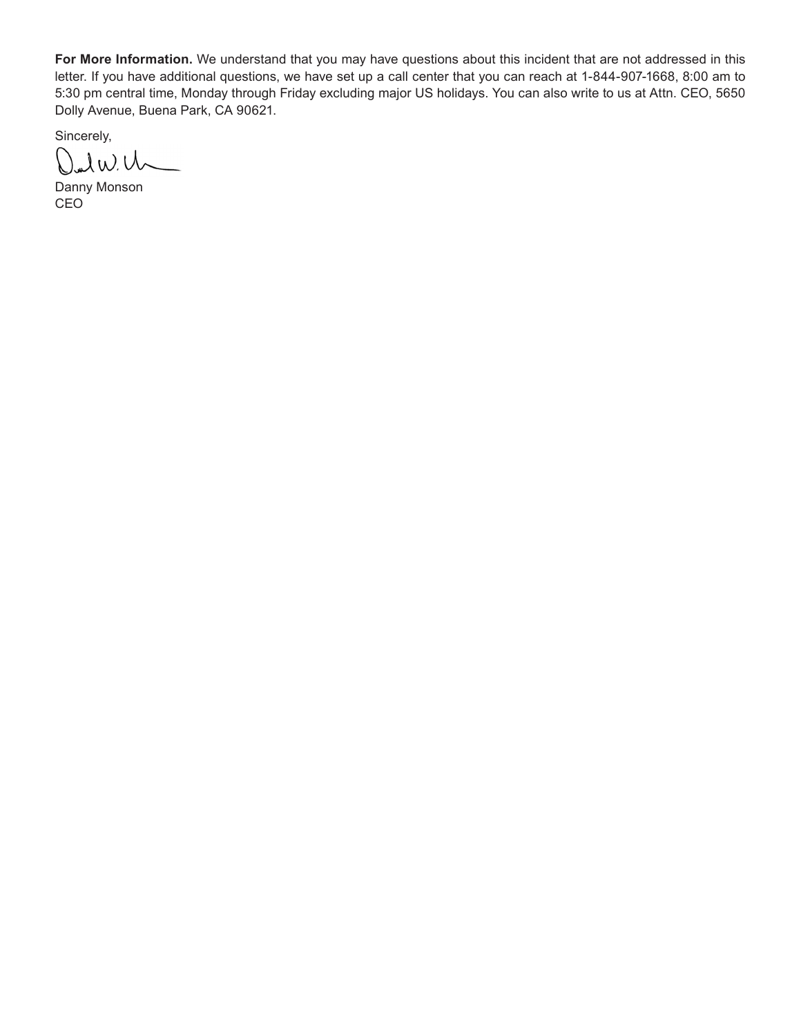**For More Information.** We understand that you may have questions about this incident that are not addressed in this letter. If you have additional questions, we have set up a call center that you can reach at 1-844-907-1668, 8:00 am to 5:30 pm central time, Monday through Friday excluding major US holidays. You can also write to us at Attn. CEO, 5650 Dolly Avenue, Buena Park, CA 90621.

Sincerely,

Danny Monson
CEO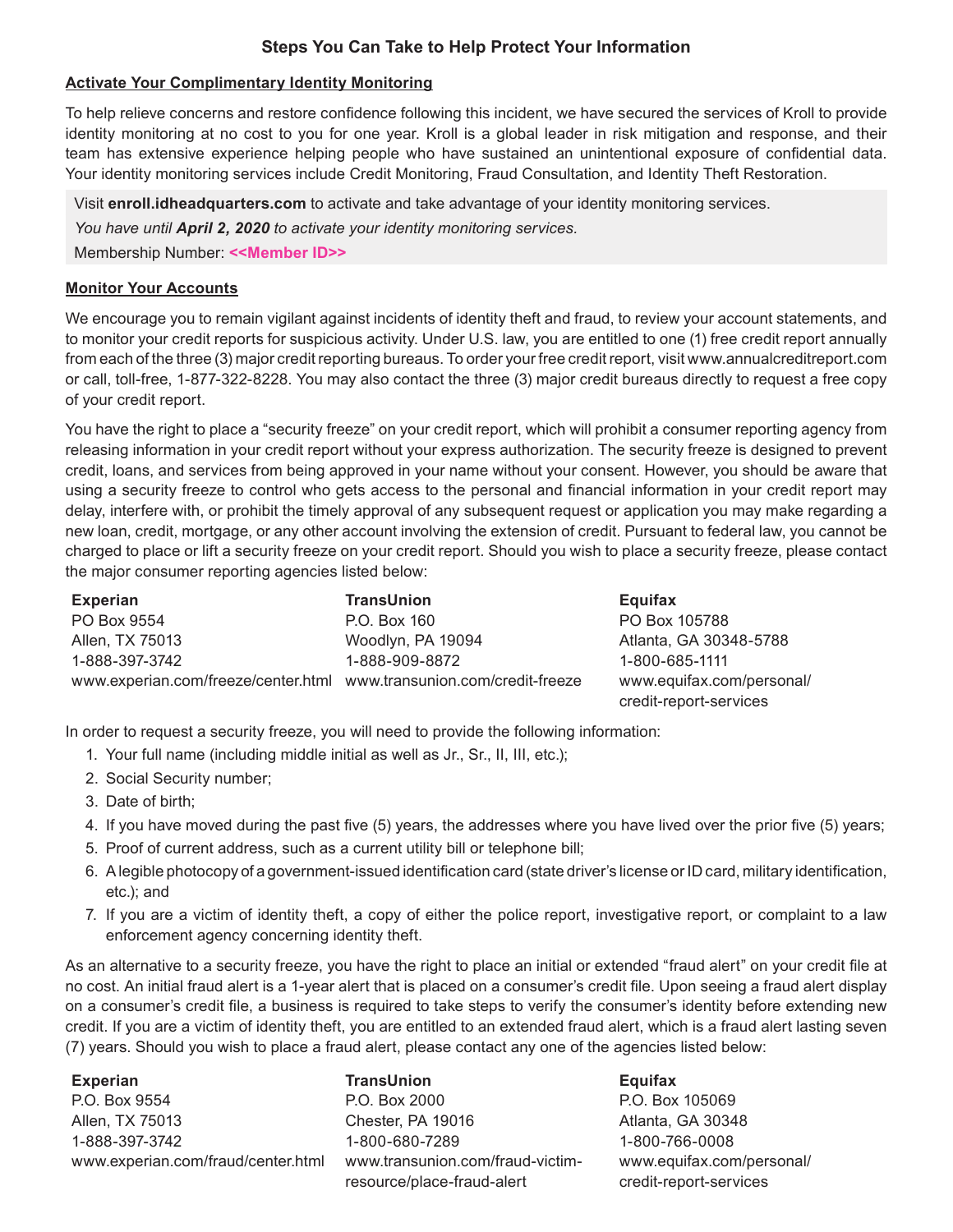## Steps You Can Take to Help Protect Your Information

**Activate Your Complimentary Identity Monitoring**

To help relieve concerns and restore confidence following this incident, we have secured the services of Kroll to provide identity monitoring at no cost to you for one year. Kroll is a global leader in risk mitigation and response, and their team has extensive experience helping people who have sustained an unintentional exposure of confidential data. Your identity monitoring services include Credit Monitoring, Fraud Consultation, and Identity Theft Restoration.

Visit **enroll.idheadquarters.com** to activate and take advantage of your identity monitoring services.

*You have until **April 2, 2020** to activate your identity monitoring services.*

Membership Number: **<<Member ID>>**

**Monitor Your Accounts**

We encourage you to remain vigilant against incidents of identity theft and fraud, to review your account statements, and to monitor your credit reports for suspicious activity. Under U.S. law, you are entitled to one (1) free credit report annually from each of the three (3) major credit reporting bureaus. To order your free credit report, visit www.annualcreditreport.com or call, toll-free, 1-877-322-8228. You may also contact the three (3) major credit bureaus directly to request a free copy of your credit report.

You have the right to place a "security freeze" on your credit report, which will prohibit a consumer reporting agency from releasing information in your credit report without your express authorization. The security freeze is designed to prevent credit, loans, and services from being approved in your name without your consent. However, you should be aware that using a security freeze to control who gets access to the personal and financial information in your credit report may delay, interfere with, or prohibit the timely approval of any subsequent request or application you may make regarding a new loan, credit, mortgage, or any other account involving the extension of credit. Pursuant to federal law, you cannot be charged to place or lift a security freeze on your credit report. Should you wish to place a security freeze, please contact the major consumer reporting agencies listed below:

| **Experian** | **TransUnion** | **Equifax** |
|---|---|---|
| PO Box 9554 | P.O. Box 160 | PO Box 105788 |
| Allen, TX 75013 | Woodlyn, PA 19094 | Atlanta, GA 30348-5788 |
| 1-888-397-3742 | 1-888-909-8872 | 1-800-685-1111 |
| www.experian.com/freeze/center.html | www.transunion.com/credit-freeze | www.equifax.com/personal/credit-report-services |

In order to request a security freeze, you will need to provide the following information:

1. Your full name (including middle initial as well as Jr., Sr., II, III, etc.);
2. Social Security number;
3. Date of birth;
4. If you have moved during the past five (5) years, the addresses where you have lived over the prior five (5) years;
5. Proof of current address, such as a current utility bill or telephone bill;
6. A legible photocopy of a government-issued identification card (state driver's license or ID card, military identification, etc.); and
7. If you are a victim of identity theft, a copy of either the police report, investigative report, or complaint to a law enforcement agency concerning identity theft.

As an alternative to a security freeze, you have the right to place an initial or extended "fraud alert" on your credit file at no cost. An initial fraud alert is a 1-year alert that is placed on a consumer's credit file. Upon seeing a fraud alert display on a consumer's credit file, a business is required to take steps to verify the consumer's identity before extending new credit. If you are a victim of identity theft, you are entitled to an extended fraud alert, which is a fraud alert lasting seven (7) years. Should you wish to place a fraud alert, please contact any one of the agencies listed below:

| **Experian** | **TransUnion** | **Equifax** |
|---|---|---|
| P.O. Box 9554 | P.O. Box 2000 | P.O. Box 105069 |
| Allen, TX 75013 | Chester, PA 19016 | Atlanta, GA 30348 |
| 1-888-397-3742 | 1-800-680-7289 | 1-800-766-0008 |
| www.experian.com/fraud/center.html | www.transunion.com/fraud-victim-resource/place-fraud-alert | www.equifax.com/personal/credit-report-services |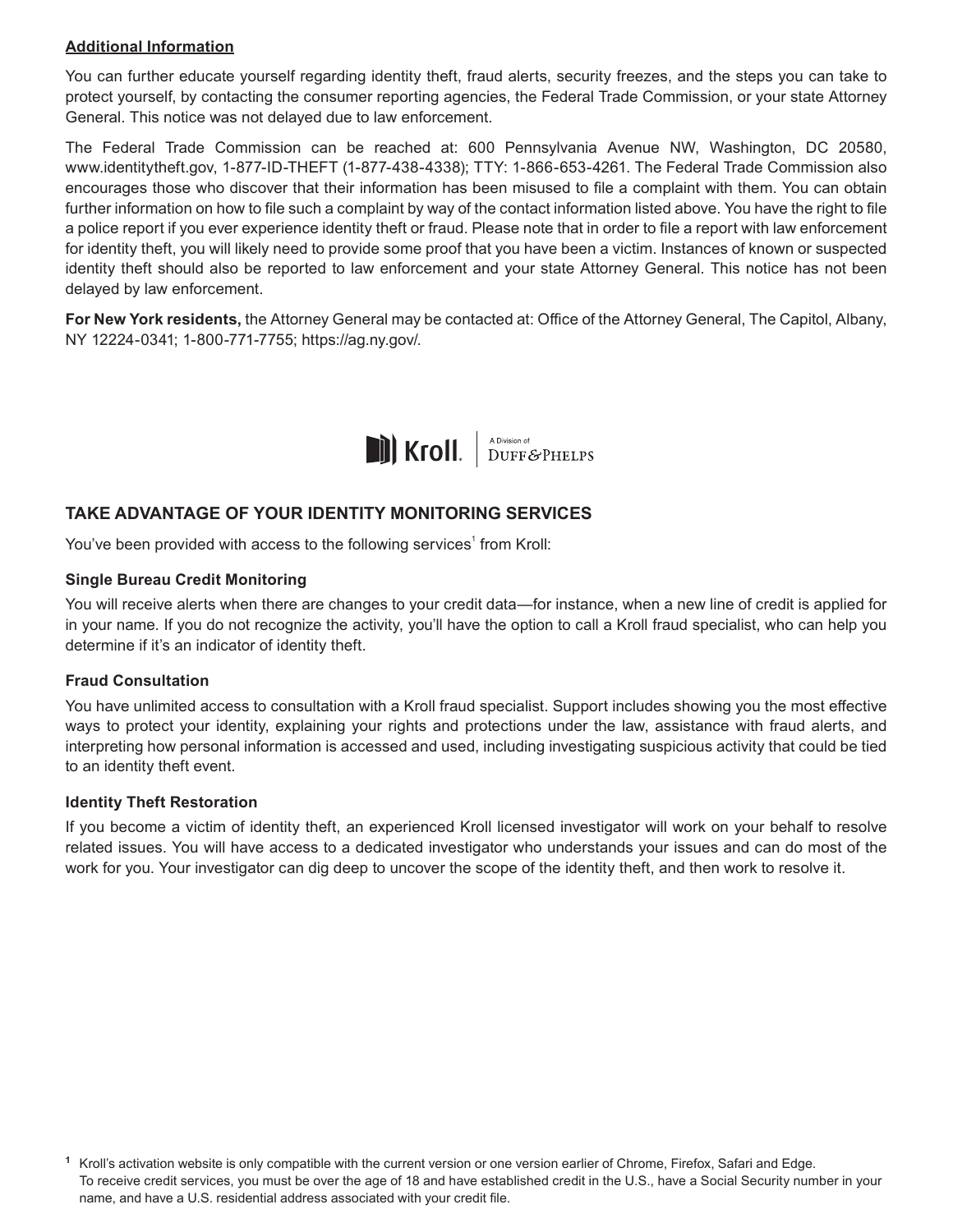**Additional Information**

You can further educate yourself regarding identity theft, fraud alerts, security freezes, and the steps you can take to protect yourself, by contacting the consumer reporting agencies, the Federal Trade Commission, or your state Attorney General. This notice was not delayed due to law enforcement.

The Federal Trade Commission can be reached at: 600 Pennsylvania Avenue NW, Washington, DC 20580, www.identitytheft.gov, 1-877-ID-THEFT (1-877-438-4338); TTY: 1-866-653-4261. The Federal Trade Commission also encourages those who discover that their information has been misused to file a complaint with them. You can obtain further information on how to file such a complaint by way of the contact information listed above. You have the right to file a police report if you ever experience identity theft or fraud. Please note that in order to file a report with law enforcement for identity theft, you will likely need to provide some proof that you have been a victim. Instances of known or suspected identity theft should also be reported to law enforcement and your state Attorney General. This notice has not been delayed by law enforcement.

**For New York residents,** the Attorney General may be contacted at: Office of the Attorney General, The Capitol, Albany, NY 12224-0341; 1-800-771-7755; https://ag.ny.gov/.

Kroll. A Division of DUFF&PHELPS

## TAKE ADVANTAGE OF YOUR IDENTITY MONITORING SERVICES

You've been provided with access to the following services[1] from Kroll:

### Single Bureau Credit Monitoring

You will receive alerts when there are changes to your credit data—for instance, when a new line of credit is applied for in your name. If you do not recognize the activity, you'll have the option to call a Kroll fraud specialist, who can help you determine if it's an indicator of identity theft.

### Fraud Consultation

You have unlimited access to consultation with a Kroll fraud specialist. Support includes showing you the most effective ways to protect your identity, explaining your rights and protections under the law, assistance with fraud alerts, and interpreting how personal information is accessed and used, including investigating suspicious activity that could be tied to an identity theft event.

### Identity Theft Restoration

If you become a victim of identity theft, an experienced Kroll licensed investigator will work on your behalf to resolve related issues. You will have access to a dedicated investigator who understands your issues and can do most of the work for you. Your investigator can dig deep to uncover the scope of the identity theft, and then work to resolve it.

[1] Kroll's activation website is only compatible with the current version or one version earlier of Chrome, Firefox, Safari and Edge. To receive credit services, you must be over the age of 18 and have established credit in the U.S., have a Social Security number in your name, and have a U.S. residential address associated with your credit file.